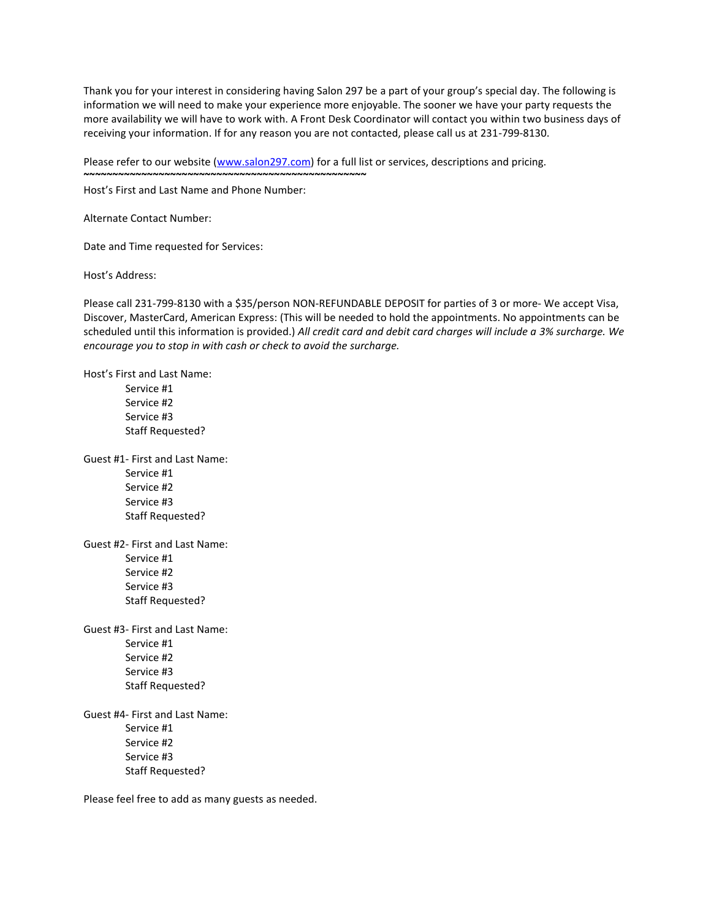Thank you for your interest in considering having Salon 297 be a part of your group's special day. The following is information we will need to make your experience more enjoyable. The sooner we have your party requests the more availability we will have to work with. A Front Desk Coordinator will contact you within two business days of receiving your information. If for any reason you are not contacted, please call us at 231-799-8130.

Please refer to our website (www.salon297.com) for a full list or services, descriptions and pricing.
~~~~~~~~~~~~~~~~~~~~~~~~~~~~~~~~~~~~~~~~~~~~~~~~~~

Host's First and Last Name and Phone Number:

Alternate Contact Number:

Date and Time requested for Services:

Host's Address:

Please call 231-799-8130 with a $35/person NON-REFUNDABLE DEPOSIT for parties of 3 or more- We accept Visa, Discover, MasterCard, American Express: (This will be needed to hold the appointments. No appointments can be scheduled until this information is provided.) *All credit card and debit card charges will include a 3% surcharge. We encourage you to stop in with cash or check to avoid the surcharge.*

Host's First and Last Name:

- Service #1
- Service #2
- Service #3
- Staff Requested?

Guest #1- First and Last Name:

- Service #1
- Service #2
- Service #3
- Staff Requested?

Guest #2- First and Last Name:

- Service #1
- Service #2
- Service #3
- Staff Requested?

Guest #3- First and Last Name:

- Service #1
- Service #2
- Service #3
- Staff Requested?

Guest #4- First and Last Name:

- Service #1
- Service #2
- Service #3
- Staff Requested?

Please feel free to add as many guests as needed.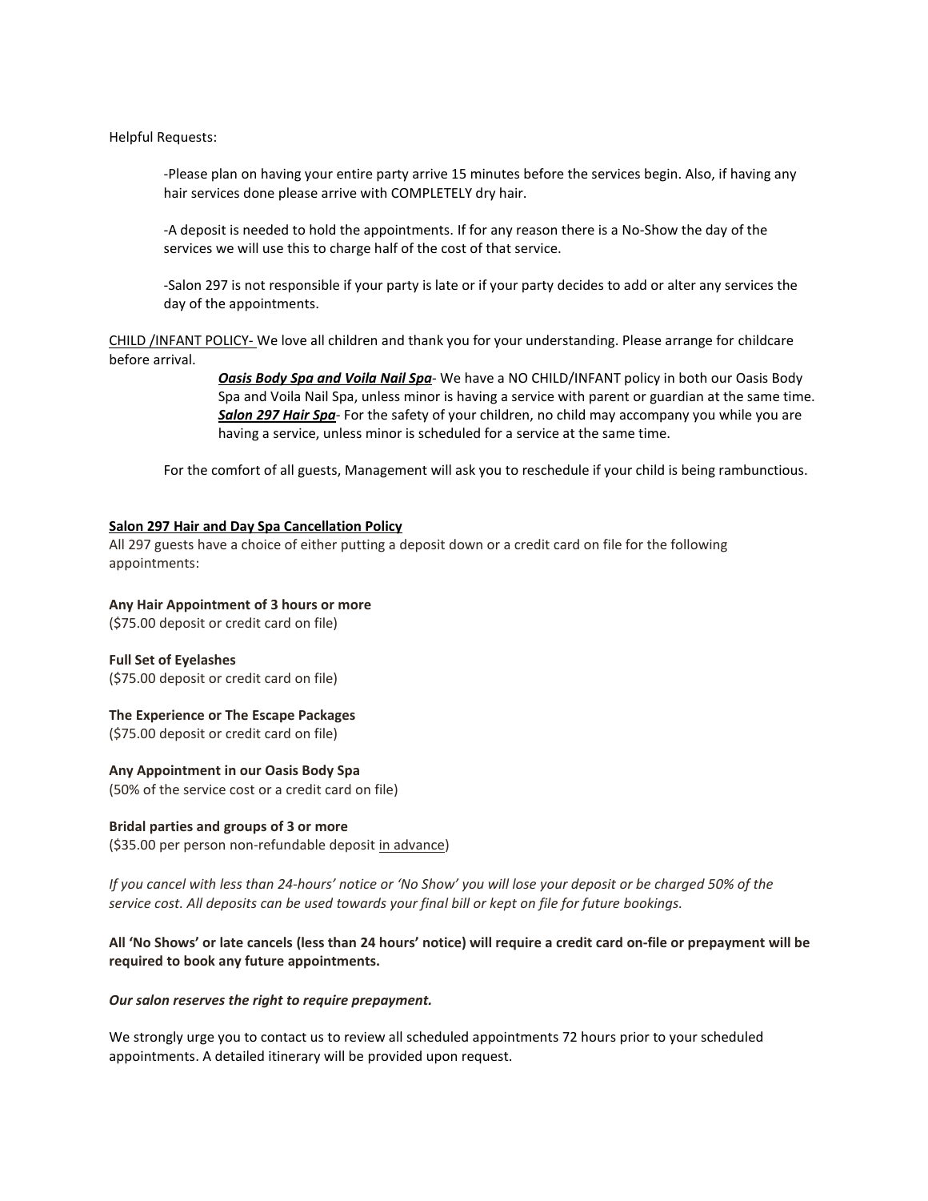Helpful Requests:

> -Please plan on having your entire party arrive 15 minutes before the services begin. Also, if having any hair services done please arrive with COMPLETELY dry hair.
>
> -A deposit is needed to hold the appointments. If for any reason there is a No-Show the day of the services we will use this to charge half of the cost of that service.
>
> -Salon 297 is not responsible if your party is late or if your party decides to add or alter any services the day of the appointments.

<u>CHILD /INFANT POLICY-</u> We love all children and thank you for your understanding. Please arrange for childcare before arrival.

> ***<u>Oasis Body Spa and Voila Nail Spa</u>***- We have a NO CHILD/INFANT policy in both our Oasis Body Spa and Voila Nail Spa, unless minor is having a service with parent or guardian at the same time.
> ***<u>Salon 297 Hair Spa</u>***- For the safety of your children, no child may accompany you while you are having a service, unless minor is scheduled for a service at the same time.

For the comfort of all guests, Management will ask you to reschedule if your child is being rambunctious.

**<u>Salon 297 Hair and Day Spa Cancellation Policy</u>**

All 297 guests have a choice of either putting a deposit down or a credit card on file for the following appointments:

**Any Hair Appointment of 3 hours or more**
($75.00 deposit or credit card on file)

**Full Set of Eyelashes**
($75.00 deposit or credit card on file)

**The Experience or The Escape Packages**
($75.00 deposit or credit card on file)

**Any Appointment in our Oasis Body Spa**
(50% of the service cost or a credit card on file)

**Bridal parties and groups of 3 or more**
($35.00 per person non-refundable deposit <u>in advance</u>)

*If you cancel with less than 24-hours' notice or 'No Show' you will lose your deposit or be charged 50% of the service cost. All deposits can be used towards your final bill or kept on file for future bookings.*

**All 'No Shows' or late cancels (less than 24 hours' notice) will require a credit card on-file or prepayment will be required to book any future appointments.**

***Our salon reserves the right to require prepayment.***

We strongly urge you to contact us to review all scheduled appointments 72 hours prior to your scheduled appointments. A detailed itinerary will be provided upon request.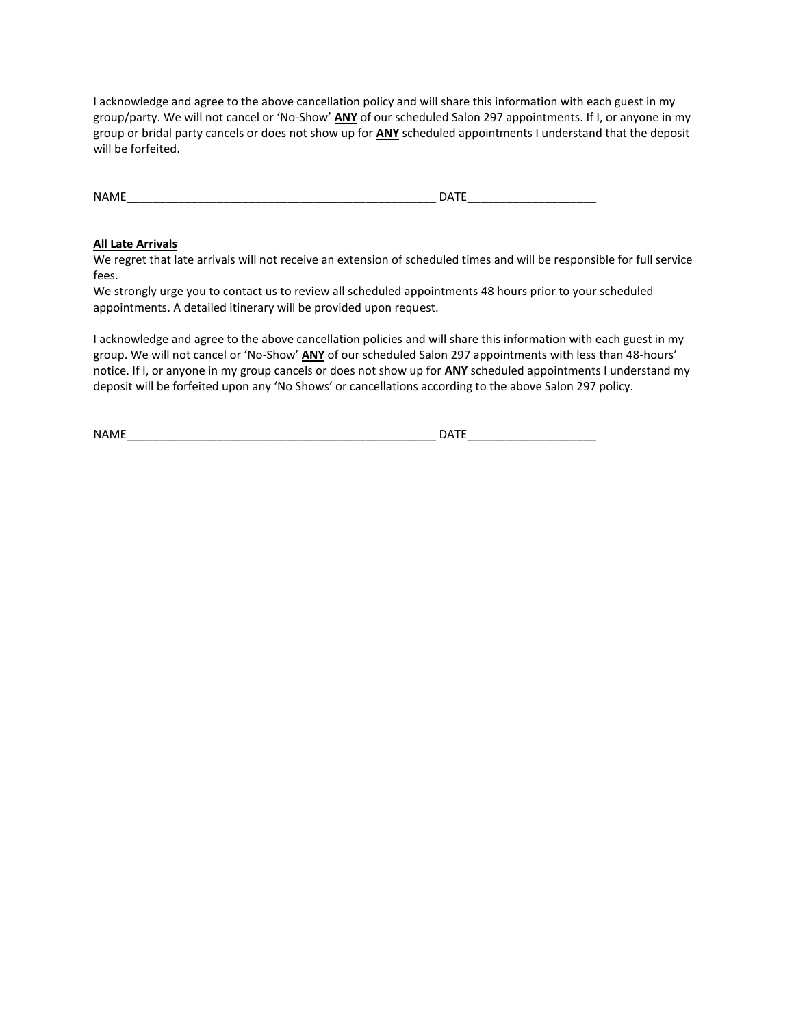I acknowledge and agree to the above cancellation policy and will share this information with each guest in my group/party. We will not cancel or 'No-Show' **ANY** of our scheduled Salon 297 appointments. If I, or anyone in my group or bridal party cancels or does not show up for **ANY** scheduled appointments I understand that the deposit will be forfeited.

NAME_________________________________________________ DATE____________________

**All Late Arrivals**

We regret that late arrivals will not receive an extension of scheduled times and will be responsible for full service fees.

We strongly urge you to contact us to review all scheduled appointments 48 hours prior to your scheduled appointments. A detailed itinerary will be provided upon request.

I acknowledge and agree to the above cancellation policies and will share this information with each guest in my group. We will not cancel or 'No-Show' **ANY** of our scheduled Salon 297 appointments with less than 48-hours' notice. If I, or anyone in my group cancels or does not show up for **ANY** scheduled appointments I understand my deposit will be forfeited upon any 'No Shows' or cancellations according to the above Salon 297 policy.

NAME_________________________________________________ DATE____________________